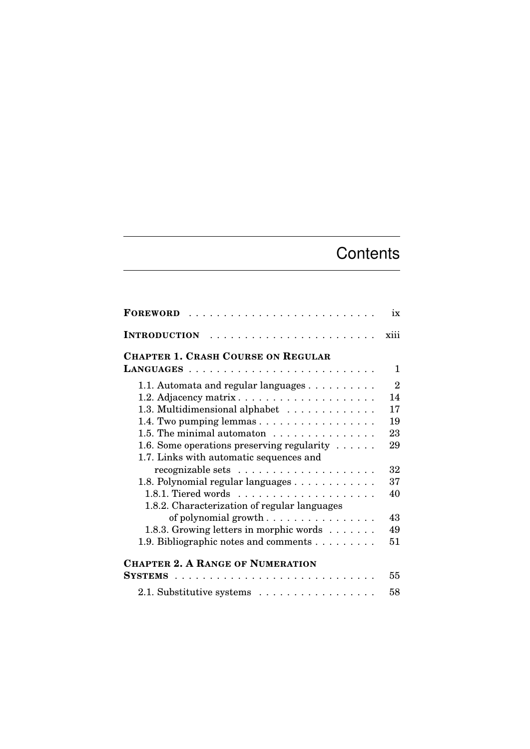# Contents

**Foreword** . . . . . . . . . . . . . . . . . . . . . . . . . . . ix

**Introduction** . . . . . . . . . . . . . . . . . . . . . . . . xiii

**Chapter 1. Crash Course on Regular Languages** . . . . . . . . . . . . . . . . . . . . . . . . . . . 1

- 1.1. Automata and regular languages . . . . . . . . . . 2
- 1.2. Adjacency matrix . . . . . . . . . . . . . . . . . . . . 14
- 1.3. Multidimensional alphabet . . . . . . . . . . . . . 17
- 1.4. Two pumping lemmas . . . . . . . . . . . . . . . . . 19
- 1.5. The minimal automaton . . . . . . . . . . . . . . . 23
- 1.6. Some operations preserving regularity . . . . . . 29
- 1.7. Links with automatic sequences and recognizable sets . . . . . . . . . . . . . . . . . . . 32
- 1.8. Polynomial regular languages . . . . . . . . . . . . 37
  - 1.8.1. Tiered words . . . . . . . . . . . . . . . . . . . . 40
  - 1.8.2. Characterization of regular languages of polynomial growth . . . . . . . . . . . . . . . . 43
  - 1.8.3. Growing letters in morphic words . . . . . . . 49
- 1.9. Bibliographic notes and comments . . . . . . . . . 51

**Chapter 2. A Range of Numeration Systems** . . . . . . . . . . . . . . . . . . . . . . . . . . . . 55

- 2.1. Substitutive systems . . . . . . . . . . . . . . . . . 58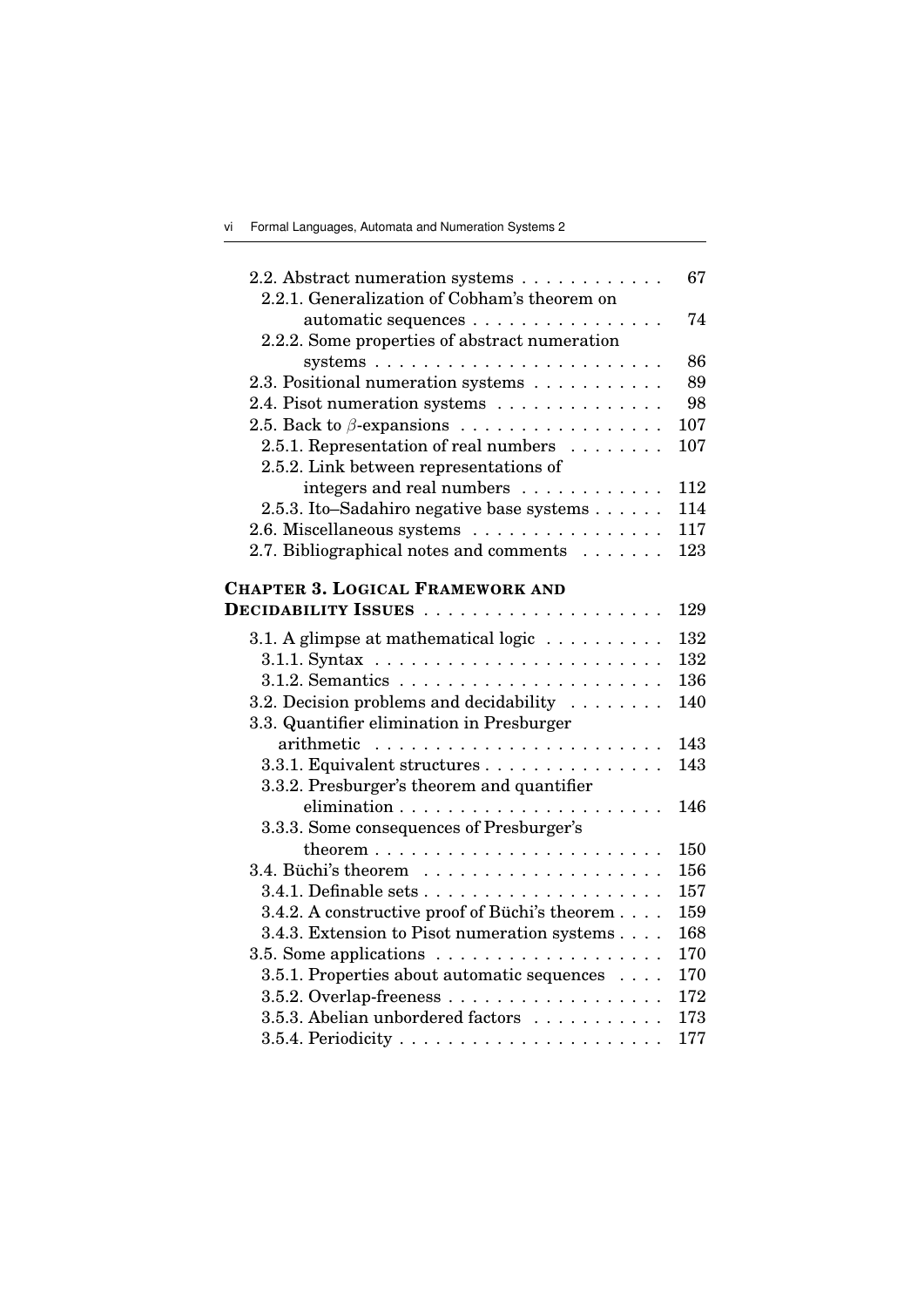2.2. Abstract numeration systems . . . . . . . . . . . . 67
  2.2.1. Generalization of Cobham's theorem on automatic sequences . . . . . . . . . . . . . . . . 74
  2.2.2. Some properties of abstract numeration systems . . . . . . . . . . . . . . . . . . . . . . . . 86
2.3. Positional numeration systems . . . . . . . . . . . 89
2.4. Pisot numeration systems . . . . . . . . . . . . . . 98
2.5. Back to $\beta$-expansions . . . . . . . . . . . . . . . . . 107
  2.5.1. Representation of real numbers . . . . . . . . 107
  2.5.2. Link between representations of integers and real numbers . . . . . . . . . . . . 112
  2.5.3. Ito–Sadahiro negative base systems . . . . . . 114
2.6. Miscellaneous systems . . . . . . . . . . . . . . . . 117
2.7. Bibliographical notes and comments . . . . . . . 123

**CHAPTER 3. LOGICAL FRAMEWORK AND DECIDABILITY ISSUES** . . . . . . . . . . . . . . . . . . . 129

3.1. A glimpse at mathematical logic . . . . . . . . . . 132
  3.1.1. Syntax . . . . . . . . . . . . . . . . . . . . . . . . 132
  3.1.2. Semantics . . . . . . . . . . . . . . . . . . . . . . 136
3.2. Decision problems and decidability . . . . . . . . 140
3.3. Quantifier elimination in Presburger arithmetic . . . . . . . . . . . . . . . . . . . . . . . . 143
  3.3.1. Equivalent structures . . . . . . . . . . . . . . . 143
  3.3.2. Presburger's theorem and quantifier elimination . . . . . . . . . . . . . . . . . . . . . . 146
  3.3.3. Some consequences of Presburger's theorem . . . . . . . . . . . . . . . . . . . . . . . . 150
3.4. Büchi's theorem . . . . . . . . . . . . . . . . . . . . 156
  3.4.1. Definable sets . . . . . . . . . . . . . . . . . . . . 157
  3.4.2. A constructive proof of Büchi's theorem . . . . 159
  3.4.3. Extension to Pisot numeration systems . . . . 168
3.5. Some applications . . . . . . . . . . . . . . . . . . . 170
  3.5.1. Properties about automatic sequences . . . . 170
  3.5.2. Overlap-freeness . . . . . . . . . . . . . . . . . . 172
  3.5.3. Abelian unbordered factors . . . . . . . . . . . 173
  3.5.4. Periodicity . . . . . . . . . . . . . . . . . . . . . . 177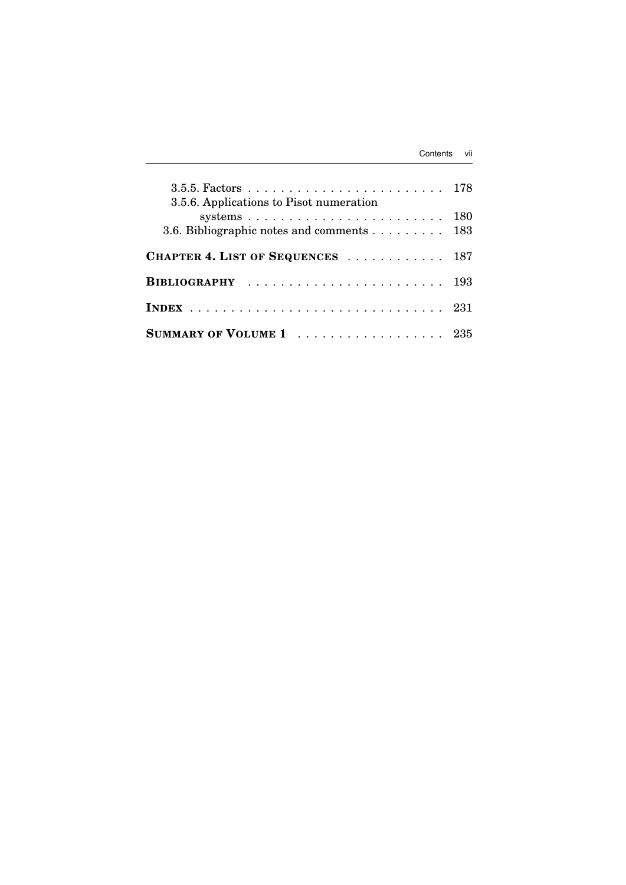3.5.5. Factors . . . . . . . . . . . . . . . . . . . . . . . . 178

3.5.6. Applications to Pisot numeration systems . . . . . . . . . . . . . . . . . . . . . . . . 180

3.6. Bibliographic notes and comments . . . . . . . . . 183

**CHAPTER 4. LIST OF SEQUENCES** . . . . . . . . . . . . 187

**BIBLIOGRAPHY** . . . . . . . . . . . . . . . . . . . . . . . . 193

**INDEX** . . . . . . . . . . . . . . . . . . . . . . . . . . . . . . 231

**SUMMARY OF VOLUME 1** . . . . . . . . . . . . . . . . . . 235